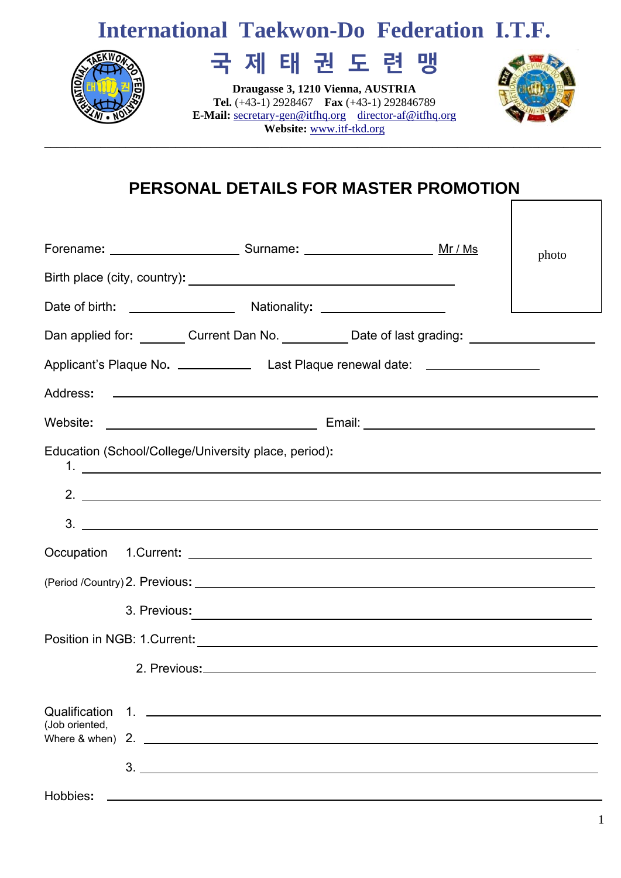# International Taekwon-Do Federation I.T.F.

## 국 제 태 권 도 련 맹

**Draugasse 3, 1210 Vienna, AUSTRIA**
**Tel.** (+43-1) 2928467 **Fax** (+43-1) 292846789
**E-Mail:** secretary-gen@itfhq.org director-af@itfhq.org
**Website:** www.itf-tkd.org

---

## PERSONAL DETAILS FOR MASTER PROMOTION

photo

Forename: ____________________ Surname: ____________________ Mr / Ms

Birth place (city, country): ________________________________________

Date of birth: ________________ Nationality: ____________________

Dan applied for: _______ Current Dan No. _________ Date of last grading: ____________________

Applicant's Plaque No. ___________ Last Plaque renewal date: ________________

Address: ________________________________________________________________

Website: ________________________________ Email: ________________________________

Education (School/College/University place, period):

1. ________________________________________________________________
2. ________________________________________________________________
3. ________________________________________________________________

Occupation 1.Current: ________________________________________________________________

(Period /Country) 2. Previous: ________________________________________________________________

3. Previous: ________________________________________________________________

Position in NGB: 1.Current: ________________________________________________________________

2. Previous: ________________________________________________________________

Qualification (Job oriented, Where & when)

1. ________________________________________________________________
2. ________________________________________________________________
3. ________________________________________________________________

Hobbies: ________________________________________________________________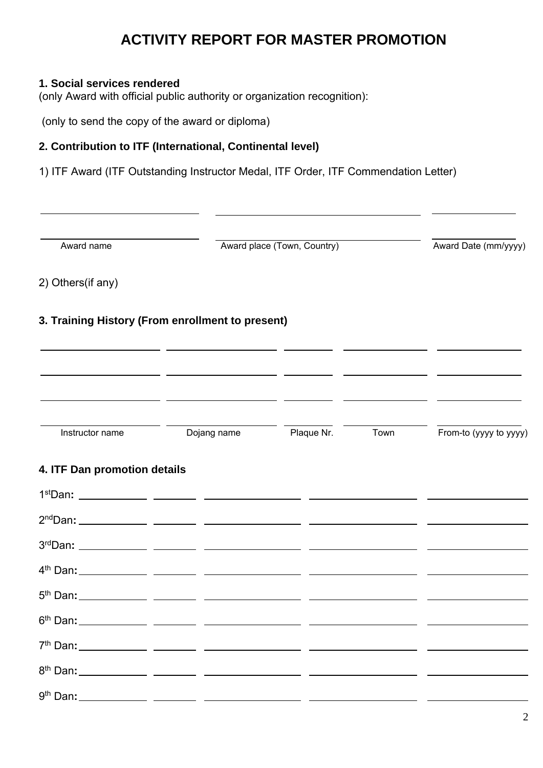# ACTIVITY REPORT FOR MASTER PROMOTION

**1. Social services rendered**
(only Award with official public authority or organization recognition):

(only to send the copy of the award or diploma)

**2. Contribution to ITF (International, Continental level)**

1) ITF Award (ITF Outstanding Instructor Medal, ITF Order, ITF Commendation Letter)

| Award name | Award place (Town, Country) | Award Date (mm/yyyy) |
|---|---|---|
| | | |
| | | |

2) Others(if any)

**3. Training History (From enrollment to present)**

| Instructor name | Dojang name | Plaque Nr. | Town | From-to (yyyy to yyyy) |
|---|---|---|---|---|
| | | | | |
| | | | | |
| | | | | |
| | | | | |

**4. ITF Dan promotion details**

| | | | | | |
|---|---|---|---|---|---|
| 1st Dan: | | | | | |
| 2nd Dan: | | | | | |
| 3rd Dan: | | | | | |
| 4th Dan: | | | | | |
| 5th Dan: | | | | | |
| 6th Dan: | | | | | |
| 7th Dan: | | | | | |
| 8th Dan: | | | | | |
| 9th Dan: | | | | | |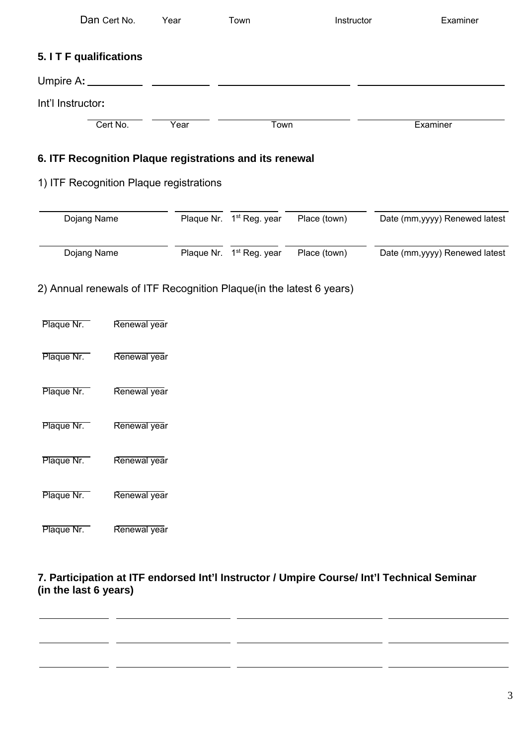| Dan Cert No. | Year | Town | Instructor | Examiner |
| --- | --- | --- | --- | --- |

**5. I T F qualifications**

Umpire A: \_\_\_\_\_\_\_\_\_\_ \_\_\_\_\_\_\_\_\_\_ \_\_\_\_\_\_\_\_\_\_\_\_\_\_\_\_\_\_\_\_ \_\_\_\_\_\_\_\_\_\_\_\_\_\_\_\_\_\_\_\_\_\_\_\_

Int'l Instructor:

| Cert No. | Year | Town | Examiner |
| --- | --- | --- | --- |

**6. ITF Recognition Plaque registrations and its renewal**

1) ITF Recognition Plaque registrations

| Dojang Name | Plaque Nr. | 1st Reg. year | Place (town) | Date (mm,yyyy) Renewed latest |
| --- | --- | --- | --- | --- |
| Dojang Name | Plaque Nr. | 1st Reg. year | Place (town) | Date (mm,yyyy) Renewed latest |

2) Annual renewals of ITF Recognition Plaque(in the latest 6 years)

| Plaque Nr. | Renewal year |
| --- | --- |
| Plaque Nr. | Renewal year |
| Plaque Nr. | Renewal year |
| Plaque Nr. | Renewal year |
| Plaque Nr. | Renewal year |
| Plaque Nr. | Renewal year |
| Plaque Nr. | Renewal year |

**7. Participation at ITF endorsed Int'l Instructor / Umpire Course/ Int'l Technical Seminar (in the last 6 years)**

| | | | |
| --- | --- | --- | --- |
| | | | |
| | | | |
| | | | |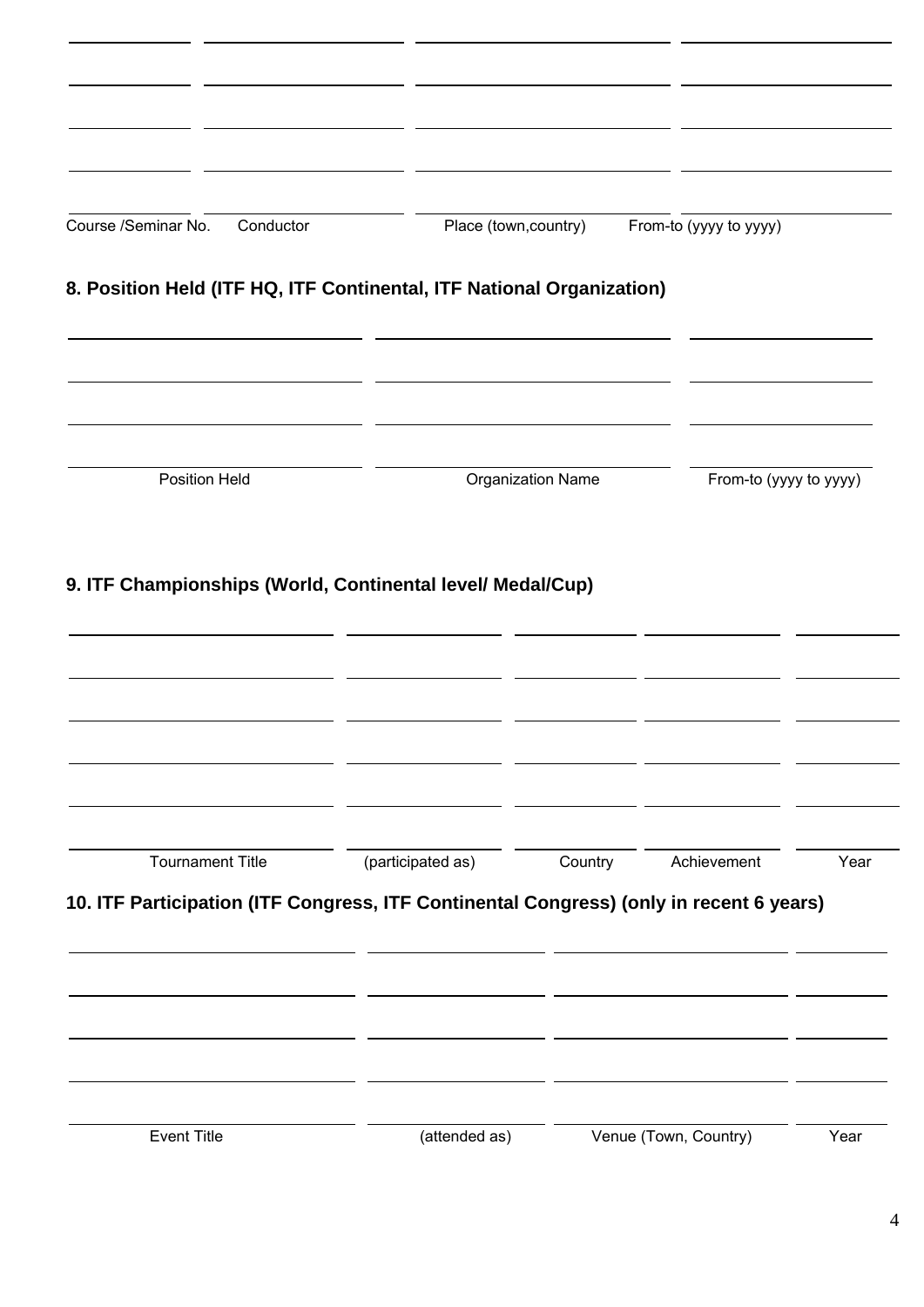| | | | |
|---|---|---|---|
| | | | |
| | | | |
| | | | |
| | | | |
| | | | |
| Course /Seminar No. | Conductor | Place (town,country) | From-to (yyyy to yyyy) |

**8. Position Held (ITF HQ, ITF Continental, ITF National Organization)**

| | | |
|---|---|---|
| | | |
| | | |
| | | |
| | | |
| Position Held | Organization Name | From-to (yyyy to yyyy) |

**9. ITF Championships (World, Continental level/ Medal/Cup)**

| | | | | |
|---|---|---|---|---|
| | | | | |
| | | | | |
| | | | | |
| | | | | |
| | | | | |
| | | | | |
| Tournament Title | (participated as) | Country | Achievement | Year |

**10. ITF Participation (ITF Congress, ITF Continental Congress) (only in recent 6 years)**

| | | | |
|---|---|---|---|
| | | | |
| | | | |
| | | | |
| | | | |
| | | | |
| Event Title | (attended as) | Venue (Town, Country) | Year |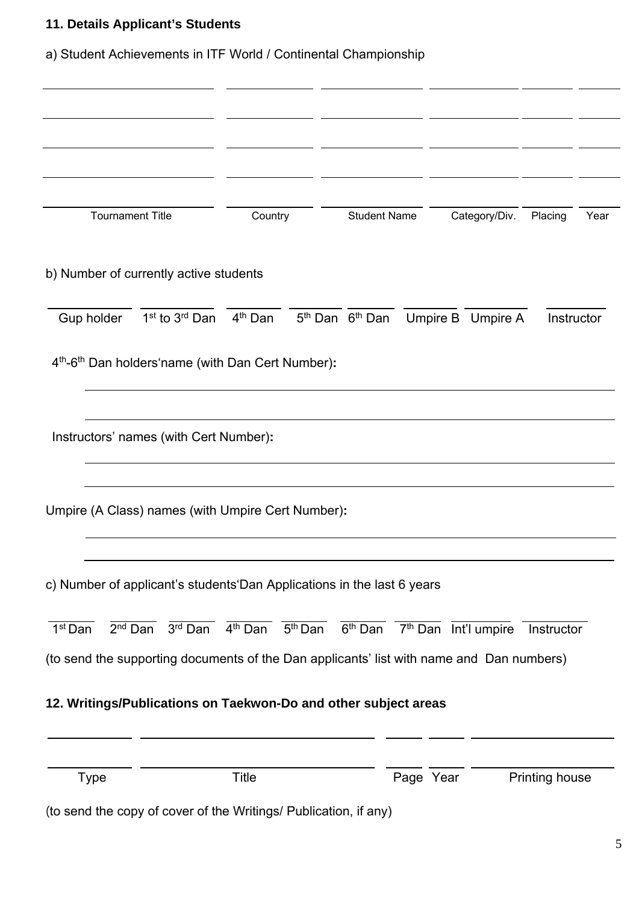**11. Details Applicant's Students**

a) Student Achievements in ITF World / Continental Championship

| Tournament Title | Country | Student Name | Category/Div. | Placing | Year |
|---|---|---|---|---|---|
| | | | | | |
| | | | | | |
| | | | | | |
| | | | | | |
| | | | | | |

b) Number of currently active students

| Gup holder | 1st to 3rd Dan | 4th Dan | 5th Dan | 6th Dan | Umpire B | Umpire A | Instructor |
|---|---|---|---|---|---|---|---|
| | | | | | | | |

4th-6th Dan holders'name (with Dan Cert Number):

______________________________________________

______________________________________________

Instructors' names (with Cert Number):

______________________________________________

______________________________________________

Umpire (A Class) names (with Umpire Cert Number):

______________________________________________

______________________________________________

c) Number of applicant's students'Dan Applications in the last 6 years

| 1st Dan | 2nd Dan | 3rd Dan | 4th Dan | 5th Dan | 6th Dan | 7th Dan | Int'l umpire | Instructor |
|---|---|---|---|---|---|---|---|---|
| | | | | | | | | |

(to send the supporting documents of the Dan applicants' list with name and Dan numbers)

**12. Writings/Publications on Taekwon-Do and other subject areas**

| Type | Title | Page | Year | Printing house |
|---|---|---|---|---|
| | | | | |
| | | | | |

(to send the copy of cover of the Writings/ Publication, if any)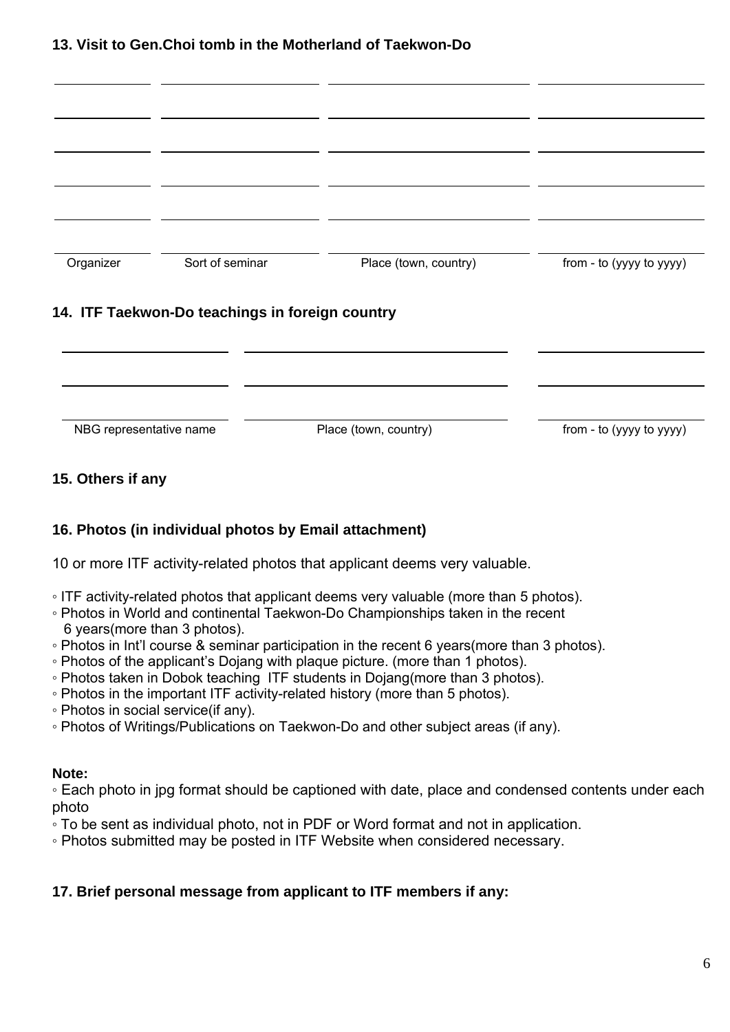### 13. Visit to Gen.Choi tomb in the Motherland of Taekwon-Do

| Organizer | Sort of seminar | Place (town, country) | from - to (yyyy to yyyy) |
| --- | --- | --- | --- |
| | | | |
| | | | |
| | | | |
| | | | |
| | | | |

### 14. ITF Taekwon-Do teachings in foreign country

| NBG representative name | Place (town, country) | from - to (yyyy to yyyy) |
| --- | --- | --- |
| | | |
| | | |

### 15. Others if any

### 16. Photos (in individual photos by Email attachment)

10 or more ITF activity-related photos that applicant deems very valuable.

- ITF activity-related photos that applicant deems very valuable (more than 5 photos).
- Photos in World and continental Taekwon-Do Championships taken in the recent 6 years(more than 3 photos).
- Photos in Int'l course & seminar participation in the recent 6 years(more than 3 photos).
- Photos of the applicant's Dojang with plaque picture. (more than 1 photos).
- Photos taken in Dobok teaching ITF students in Dojang(more than 3 photos).
- Photos in the important ITF activity-related history (more than 5 photos).
- Photos in social service(if any).
- Photos of Writings/Publications on Taekwon-Do and other subject areas (if any).

**Note:**

- Each photo in jpg format should be captioned with date, place and condensed contents under each photo
- To be sent as individual photo, not in PDF or Word format and not in application.
- Photos submitted may be posted in ITF Website when considered necessary.

### 17. Brief personal message from applicant to ITF members if any: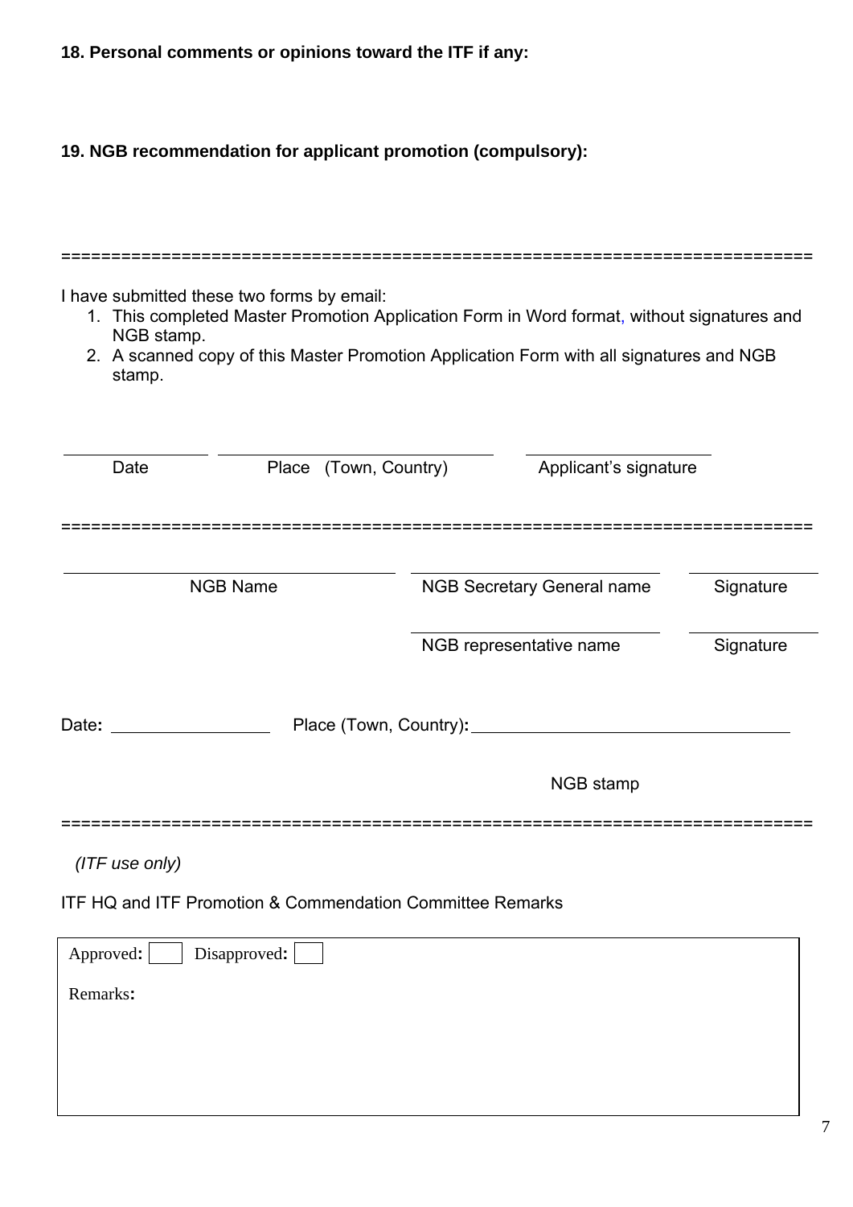**18. Personal comments or opinions toward the ITF if any:**

**19. NGB recommendation for applicant promotion (compulsory):**

===========================================================================

I have submitted these two forms by email:

1. This completed Master Promotion Application Form in Word format, without signatures and NGB stamp.
2. A scanned copy of this Master Promotion Application Form with all signatures and NGB stamp.

| | | |
|---|---|---|
| Date | Place (Town, Country) | Applicant's signature |

===========================================================================

| | | |
|---|---|---|
| NGB Name | NGB Secretary General name | Signature |
| | NGB representative name | Signature |

Date: ________________ Place (Town, Country): ________________________________

NGB stamp

===========================================================================

*(ITF use only)*

ITF HQ and ITF Promotion & Commendation Committee Remarks

| |
|---|
| Approved: ☐ Disapproved: ☐ |
| Remarks: |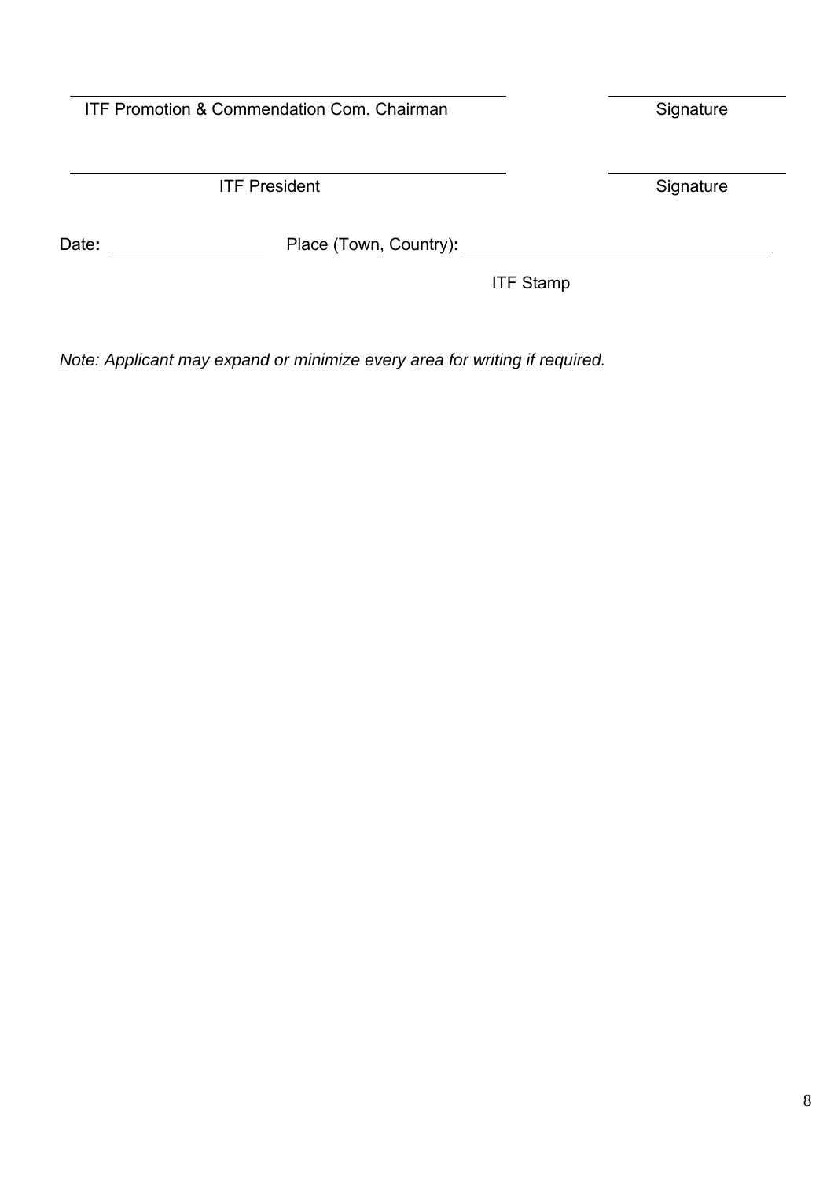______________________________________________ ____________________

ITF Promotion & Commendation Com. Chairman Signature

______________________________________________ ____________________

ITF President Signature

Date: ________________ Place (Town, Country): ______________________________

ITF Stamp

*Note: Applicant may expand or minimize every area for writing if required.*